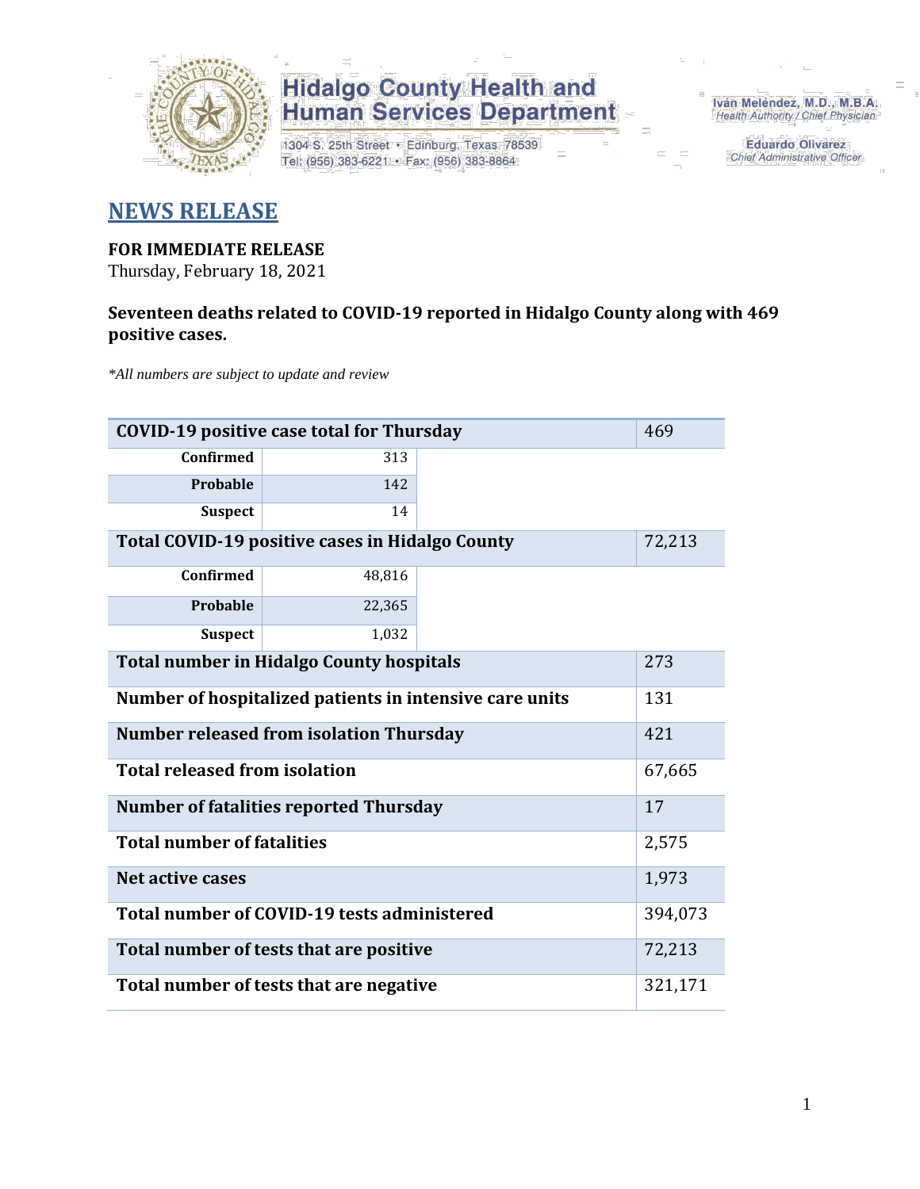Hidalgo County Health and Human Services Department

1304 S. 25th Street • Edinburg, Texas 78539
Tel: (956) 383-6221 • Fax: (956) 383-8864

Iván Meléndez, M.D., M.B.A.
Health Authority / Chief Physician

Eduardo Olivarez
Chief Administrative Officer

# NEWS RELEASE

**FOR IMMEDIATE RELEASE**
Thursday, February 18, 2021

**Seventeen deaths related to COVID-19 reported in Hidalgo County along with 469 positive cases.**

*\*All numbers are subject to update and review*

| COVID-19 positive case total for Thursday | | 469 |
|---|---|---|
| Confirmed | 313 | |
| Probable | 142 | |
| Suspect | 14 | |
| **Total COVID-19 positive cases in Hidalgo County** | | 72,213 |
| Confirmed | 48,816 | |
| Probable | 22,365 | |
| Suspect | 1,032 | |
| **Total number in Hidalgo County hospitals** | | 273 |
| **Number of hospitalized patients in intensive care units** | | 131 |
| **Number released from isolation Thursday** | | 421 |
| **Total released from isolation** | | 67,665 |
| **Number of fatalities reported Thursday** | | 17 |
| **Total number of fatalities** | | 2,575 |
| **Net active cases** | | 1,973 |
| **Total number of COVID-19 tests administered** | | 394,073 |
| **Total number of tests that are positive** | | 72,213 |
| **Total number of tests that are negative** | | 321,171 |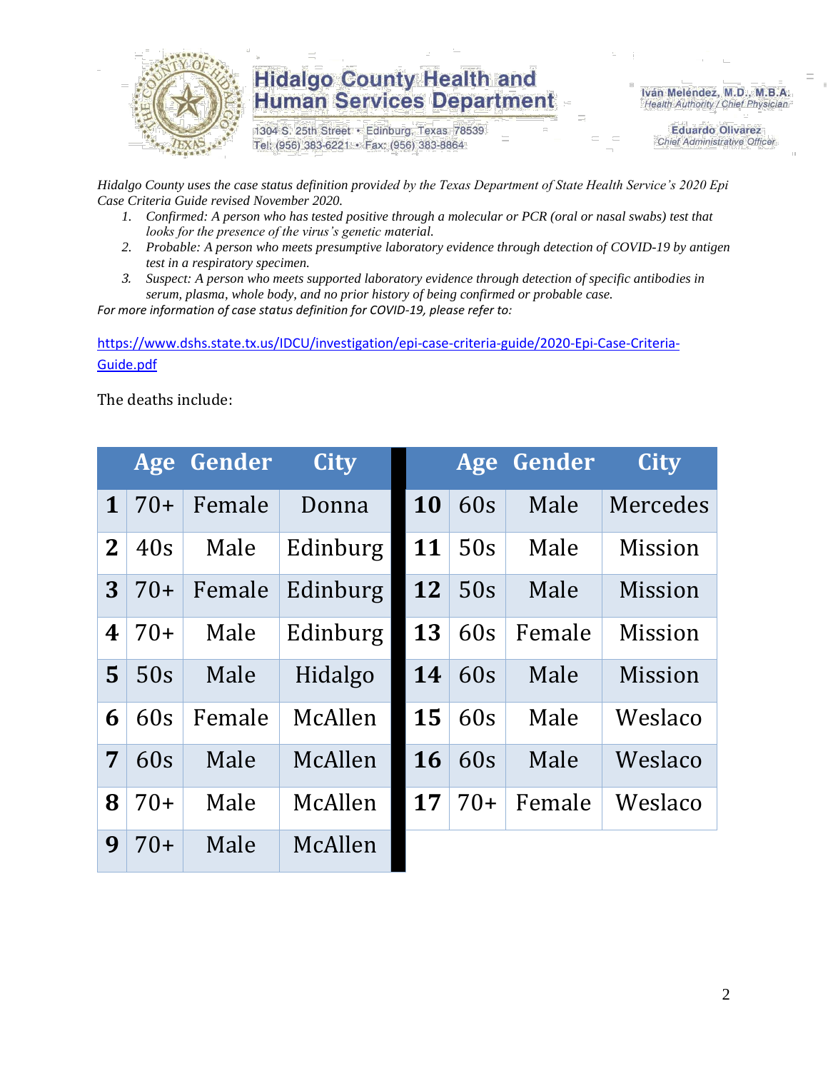# Hidalgo County Health and Human Services Department

1304 S. 25th Street • Edinburg, Texas 78539
Tel: (956) 383-6221 • Fax: (956) 383-8864

Iván Meléndez, M.D., M.B.A.
*Health Authority / Chief Physician*

Eduardo Olivarez
*Chief Administrative Officer*

*Hidalgo County uses the case status definition provided by the Texas Department of State Health Service's 2020 Epi Case Criteria Guide revised November 2020.*

1. *Confirmed: A person who has tested positive through a molecular or PCR (oral or nasal swabs) test that looks for the presence of the virus's genetic material.*
2. *Probable: A person who meets presumptive laboratory evidence through detection of COVID-19 by antigen test in a respiratory specimen.*
3. *Suspect: A person who meets supported laboratory evidence through detection of specific antibodies in serum, plasma, whole body, and no prior history of being confirmed or probable case.*

*For more information of case status definition for COVID-19, please refer to:*

https://www.dshs.state.tx.us/IDCU/investigation/epi-case-criteria-guide/2020-Epi-Case-Criteria-Guide.pdf

The deaths include:

| | Age | Gender | City | | Age | Gender | City |
|---|---|---|---|---|---|---|---|
| **1** | 70+ | Female | Donna | **10** | 60s | Male | Mercedes |
| **2** | 40s | Male | Edinburg | **11** | 50s | Male | Mission |
| **3** | 70+ | Female | Edinburg | **12** | 50s | Male | Mission |
| **4** | 70+ | Male | Edinburg | **13** | 60s | Female | Mission |
| **5** | 50s | Male | Hidalgo | **14** | 60s | Male | Mission |
| **6** | 60s | Female | McAllen | **15** | 60s | Male | Weslaco |
| **7** | 60s | Male | McAllen | **16** | 60s | Male | Weslaco |
| **8** | 70+ | Male | McAllen | **17** | 70+ | Female | Weslaco |
| **9** | 70+ | Male | McAllen | | | | |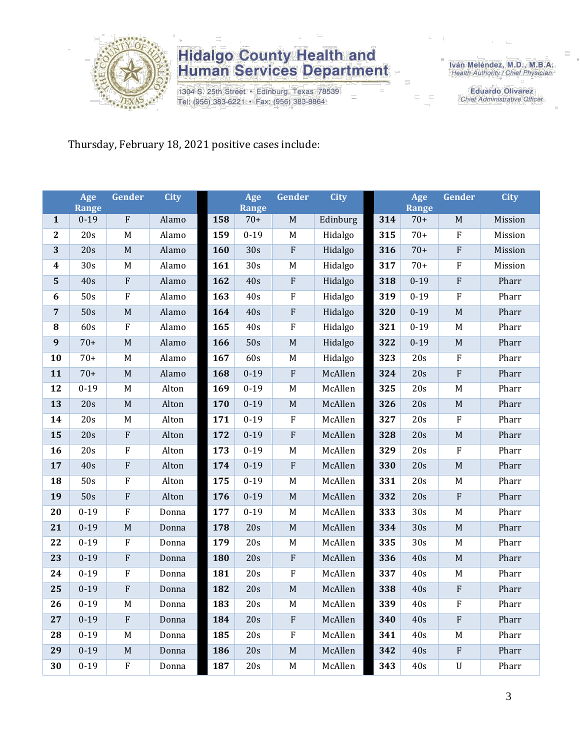Thursday, February 18, 2021 positive cases include:

| | Age Range | Gender | City | | Age Range | Gender | City | | Age Range | Gender | City |
|---|---|---|---|---|---|---|---|---|---|---|---|
| **1** | 0-19 | F | Alamo | **158** | 70+ | M | Edinburg | **314** | 70+ | M | Mission |
| **2** | 20s | M | Alamo | **159** | 0-19 | M | Hidalgo | **315** | 70+ | F | Mission |
| **3** | 20s | M | Alamo | **160** | 30s | F | Hidalgo | **316** | 70+ | F | Mission |
| **4** | 30s | M | Alamo | **161** | 30s | M | Hidalgo | **317** | 70+ | F | Mission |
| **5** | 40s | F | Alamo | **162** | 40s | F | Hidalgo | **318** | 0-19 | F | Pharr |
| **6** | 50s | F | Alamo | **163** | 40s | F | Hidalgo | **319** | 0-19 | F | Pharr |
| **7** | 50s | M | Alamo | **164** | 40s | F | Hidalgo | **320** | 0-19 | M | Pharr |
| **8** | 60s | F | Alamo | **165** | 40s | F | Hidalgo | **321** | 0-19 | M | Pharr |
| **9** | 70+ | M | Alamo | **166** | 50s | M | Hidalgo | **322** | 0-19 | M | Pharr |
| **10** | 70+ | M | Alamo | **167** | 60s | M | Hidalgo | **323** | 20s | F | Pharr |
| **11** | 70+ | M | Alamo | **168** | 0-19 | F | McAllen | **324** | 20s | F | Pharr |
| **12** | 0-19 | M | Alton | **169** | 0-19 | M | McAllen | **325** | 20s | M | Pharr |
| **13** | 20s | M | Alton | **170** | 0-19 | M | McAllen | **326** | 20s | M | Pharr |
| **14** | 20s | M | Alton | **171** | 0-19 | F | McAllen | **327** | 20s | F | Pharr |
| **15** | 20s | F | Alton | **172** | 0-19 | F | McAllen | **328** | 20s | M | Pharr |
| **16** | 20s | F | Alton | **173** | 0-19 | M | McAllen | **329** | 20s | F | Pharr |
| **17** | 40s | F | Alton | **174** | 0-19 | F | McAllen | **330** | 20s | M | Pharr |
| **18** | 50s | F | Alton | **175** | 0-19 | M | McAllen | **331** | 20s | M | Pharr |
| **19** | 50s | F | Alton | **176** | 0-19 | M | McAllen | **332** | 20s | F | Pharr |
| **20** | 0-19 | F | Donna | **177** | 0-19 | M | McAllen | **333** | 30s | M | Pharr |
| **21** | 0-19 | M | Donna | **178** | 20s | M | McAllen | **334** | 30s | M | Pharr |
| **22** | 0-19 | F | Donna | **179** | 20s | M | McAllen | **335** | 30s | M | Pharr |
| **23** | 0-19 | F | Donna | **180** | 20s | F | McAllen | **336** | 40s | M | Pharr |
| **24** | 0-19 | F | Donna | **181** | 20s | F | McAllen | **337** | 40s | M | Pharr |
| **25** | 0-19 | F | Donna | **182** | 20s | M | McAllen | **338** | 40s | F | Pharr |
| **26** | 0-19 | M | Donna | **183** | 20s | M | McAllen | **339** | 40s | F | Pharr |
| **27** | 0-19 | F | Donna | **184** | 20s | F | McAllen | **340** | 40s | F | Pharr |
| **28** | 0-19 | M | Donna | **185** | 20s | F | McAllen | **341** | 40s | M | Pharr |
| **29** | 0-19 | M | Donna | **186** | 20s | M | McAllen | **342** | 40s | F | Pharr |
| **30** | 0-19 | F | Donna | **187** | 20s | M | McAllen | **343** | 40s | U | Pharr |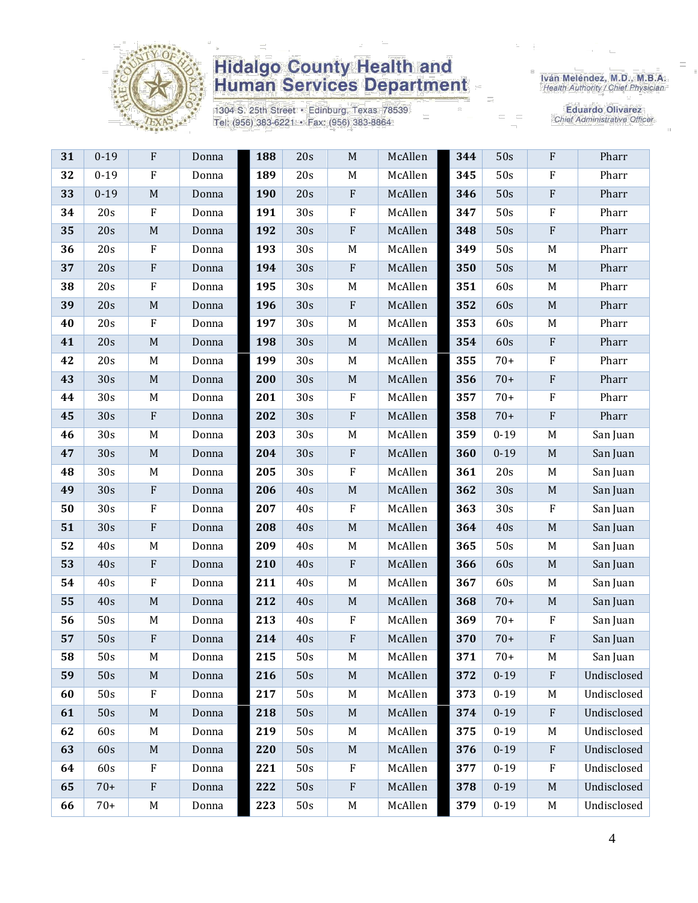# Hidalgo County Health and Human Services Department

1304 S. 25th Street • Edinburg, Texas 78539
Tel: (956) 383-6221 • Fax: (956) 383-8864

Iván Meléndez, M.D., M.B.A.
*Health Authority / Chief Physician*

Eduardo Olivarez
*Chief Administrative Officer*

| | | | | | | | | | | | |
|---|---|---|---|---|---|---|---|---|---|---|---|
| **31** | 0-19 | F | Donna | **188** | 20s | M | McAllen | **344** | 50s | F | Pharr |
| **32** | 0-19 | F | Donna | **189** | 20s | M | McAllen | **345** | 50s | F | Pharr |
| **33** | 0-19 | M | Donna | **190** | 20s | F | McAllen | **346** | 50s | F | Pharr |
| **34** | 20s | F | Donna | **191** | 30s | F | McAllen | **347** | 50s | F | Pharr |
| **35** | 20s | M | Donna | **192** | 30s | F | McAllen | **348** | 50s | F | Pharr |
| **36** | 20s | F | Donna | **193** | 30s | M | McAllen | **349** | 50s | M | Pharr |
| **37** | 20s | F | Donna | **194** | 30s | F | McAllen | **350** | 50s | M | Pharr |
| **38** | 20s | F | Donna | **195** | 30s | M | McAllen | **351** | 60s | M | Pharr |
| **39** | 20s | M | Donna | **196** | 30s | F | McAllen | **352** | 60s | M | Pharr |
| **40** | 20s | F | Donna | **197** | 30s | M | McAllen | **353** | 60s | M | Pharr |
| **41** | 20s | M | Donna | **198** | 30s | M | McAllen | **354** | 60s | F | Pharr |
| **42** | 20s | M | Donna | **199** | 30s | M | McAllen | **355** | 70+ | F | Pharr |
| **43** | 30s | M | Donna | **200** | 30s | M | McAllen | **356** | 70+ | F | Pharr |
| **44** | 30s | M | Donna | **201** | 30s | F | McAllen | **357** | 70+ | F | Pharr |
| **45** | 30s | F | Donna | **202** | 30s | F | McAllen | **358** | 70+ | F | Pharr |
| **46** | 30s | M | Donna | **203** | 30s | M | McAllen | **359** | 0-19 | M | San Juan |
| **47** | 30s | M | Donna | **204** | 30s | F | McAllen | **360** | 0-19 | M | San Juan |
| **48** | 30s | M | Donna | **205** | 30s | F | McAllen | **361** | 20s | M | San Juan |
| **49** | 30s | F | Donna | **206** | 40s | M | McAllen | **362** | 30s | M | San Juan |
| **50** | 30s | F | Donna | **207** | 40s | F | McAllen | **363** | 30s | F | San Juan |
| **51** | 30s | F | Donna | **208** | 40s | M | McAllen | **364** | 40s | M | San Juan |
| **52** | 40s | M | Donna | **209** | 40s | M | McAllen | **365** | 50s | M | San Juan |
| **53** | 40s | F | Donna | **210** | 40s | F | McAllen | **366** | 60s | M | San Juan |
| **54** | 40s | F | Donna | **211** | 40s | M | McAllen | **367** | 60s | M | San Juan |
| **55** | 40s | M | Donna | **212** | 40s | M | McAllen | **368** | 70+ | M | San Juan |
| **56** | 50s | M | Donna | **213** | 40s | F | McAllen | **369** | 70+ | F | San Juan |
| **57** | 50s | F | Donna | **214** | 40s | F | McAllen | **370** | 70+ | F | San Juan |
| **58** | 50s | M | Donna | **215** | 50s | M | McAllen | **371** | 70+ | M | San Juan |
| **59** | 50s | M | Donna | **216** | 50s | M | McAllen | **372** | 0-19 | F | Undisclosed |
| **60** | 50s | F | Donna | **217** | 50s | M | McAllen | **373** | 0-19 | M | Undisclosed |
| **61** | 50s | M | Donna | **218** | 50s | M | McAllen | **374** | 0-19 | F | Undisclosed |
| **62** | 60s | M | Donna | **219** | 50s | M | McAllen | **375** | 0-19 | M | Undisclosed |
| **63** | 60s | M | Donna | **220** | 50s | M | McAllen | **376** | 0-19 | F | Undisclosed |
| **64** | 60s | F | Donna | **221** | 50s | F | McAllen | **377** | 0-19 | F | Undisclosed |
| **65** | 70+ | F | Donna | **222** | 50s | F | McAllen | **378** | 0-19 | M | Undisclosed |
| **66** | 70+ | M | Donna | **223** | 50s | M | McAllen | **379** | 0-19 | M | Undisclosed |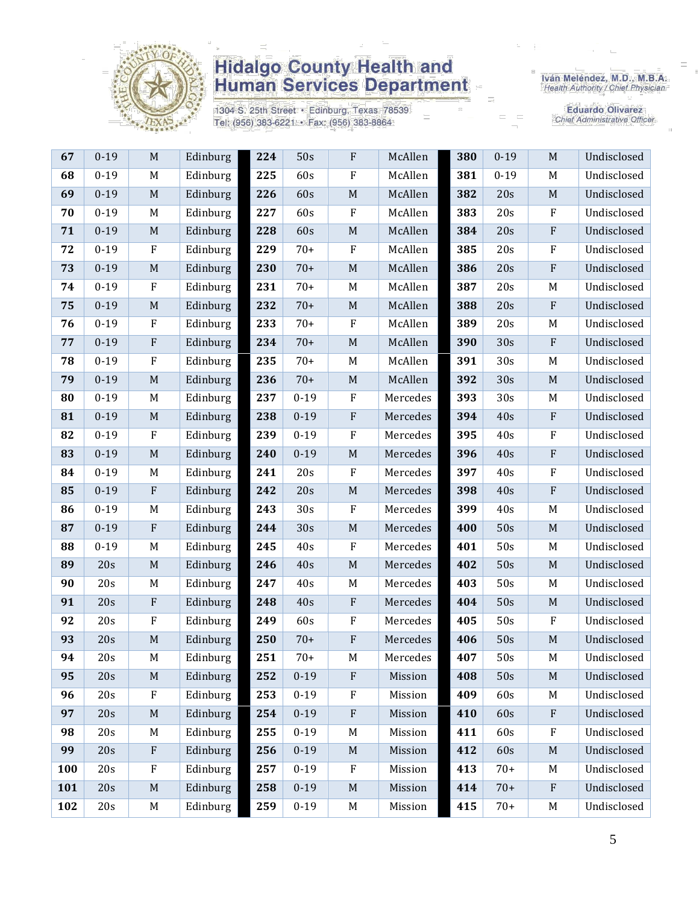| 67 | 0-19 | M | Edinburg | 224 | 50s | F | McAllen | 380 | 0-19 | M | Undisclosed |
|---|---|---|---|---|---|---|---|---|---|---|---|
| 68 | 0-19 | M | Edinburg | 225 | 60s | F | McAllen | 381 | 0-19 | M | Undisclosed |
| 69 | 0-19 | M | Edinburg | 226 | 60s | M | McAllen | 382 | 20s | M | Undisclosed |
| 70 | 0-19 | M | Edinburg | 227 | 60s | F | McAllen | 383 | 20s | F | Undisclosed |
| 71 | 0-19 | M | Edinburg | 228 | 60s | M | McAllen | 384 | 20s | F | Undisclosed |
| 72 | 0-19 | F | Edinburg | 229 | 70+ | F | McAllen | 385 | 20s | F | Undisclosed |
| 73 | 0-19 | M | Edinburg | 230 | 70+ | M | McAllen | 386 | 20s | F | Undisclosed |
| 74 | 0-19 | F | Edinburg | 231 | 70+ | M | McAllen | 387 | 20s | M | Undisclosed |
| 75 | 0-19 | M | Edinburg | 232 | 70+ | M | McAllen | 388 | 20s | F | Undisclosed |
| 76 | 0-19 | F | Edinburg | 233 | 70+ | F | McAllen | 389 | 20s | M | Undisclosed |
| 77 | 0-19 | F | Edinburg | 234 | 70+ | M | McAllen | 390 | 30s | F | Undisclosed |
| 78 | 0-19 | F | Edinburg | 235 | 70+ | M | McAllen | 391 | 30s | M | Undisclosed |
| 79 | 0-19 | M | Edinburg | 236 | 70+ | M | McAllen | 392 | 30s | M | Undisclosed |
| 80 | 0-19 | M | Edinburg | 237 | 0-19 | F | Mercedes | 393 | 30s | M | Undisclosed |
| 81 | 0-19 | M | Edinburg | 238 | 0-19 | F | Mercedes | 394 | 40s | F | Undisclosed |
| 82 | 0-19 | F | Edinburg | 239 | 0-19 | F | Mercedes | 395 | 40s | F | Undisclosed |
| 83 | 0-19 | M | Edinburg | 240 | 0-19 | M | Mercedes | 396 | 40s | F | Undisclosed |
| 84 | 0-19 | M | Edinburg | 241 | 20s | F | Mercedes | 397 | 40s | F | Undisclosed |
| 85 | 0-19 | F | Edinburg | 242 | 20s | M | Mercedes | 398 | 40s | F | Undisclosed |
| 86 | 0-19 | M | Edinburg | 243 | 30s | F | Mercedes | 399 | 40s | M | Undisclosed |
| 87 | 0-19 | F | Edinburg | 244 | 30s | M | Mercedes | 400 | 50s | M | Undisclosed |
| 88 | 0-19 | M | Edinburg | 245 | 40s | F | Mercedes | 401 | 50s | M | Undisclosed |
| 89 | 20s | M | Edinburg | 246 | 40s | M | Mercedes | 402 | 50s | M | Undisclosed |
| 90 | 20s | M | Edinburg | 247 | 40s | M | Mercedes | 403 | 50s | M | Undisclosed |
| 91 | 20s | F | Edinburg | 248 | 40s | F | Mercedes | 404 | 50s | M | Undisclosed |
| 92 | 20s | F | Edinburg | 249 | 60s | F | Mercedes | 405 | 50s | F | Undisclosed |
| 93 | 20s | M | Edinburg | 250 | 70+ | F | Mercedes | 406 | 50s | M | Undisclosed |
| 94 | 20s | M | Edinburg | 251 | 70+ | M | Mercedes | 407 | 50s | M | Undisclosed |
| 95 | 20s | M | Edinburg | 252 | 0-19 | F | Mission | 408 | 50s | M | Undisclosed |
| 96 | 20s | F | Edinburg | 253 | 0-19 | F | Mission | 409 | 60s | M | Undisclosed |
| 97 | 20s | M | Edinburg | 254 | 0-19 | F | Mission | 410 | 60s | F | Undisclosed |
| 98 | 20s | M | Edinburg | 255 | 0-19 | M | Mission | 411 | 60s | F | Undisclosed |
| 99 | 20s | F | Edinburg | 256 | 0-19 | M | Mission | 412 | 60s | M | Undisclosed |
| 100 | 20s | F | Edinburg | 257 | 0-19 | F | Mission | 413 | 70+ | M | Undisclosed |
| 101 | 20s | M | Edinburg | 258 | 0-19 | M | Mission | 414 | 70+ | F | Undisclosed |
| 102 | 20s | M | Edinburg | 259 | 0-19 | M | Mission | 415 | 70+ | M | Undisclosed |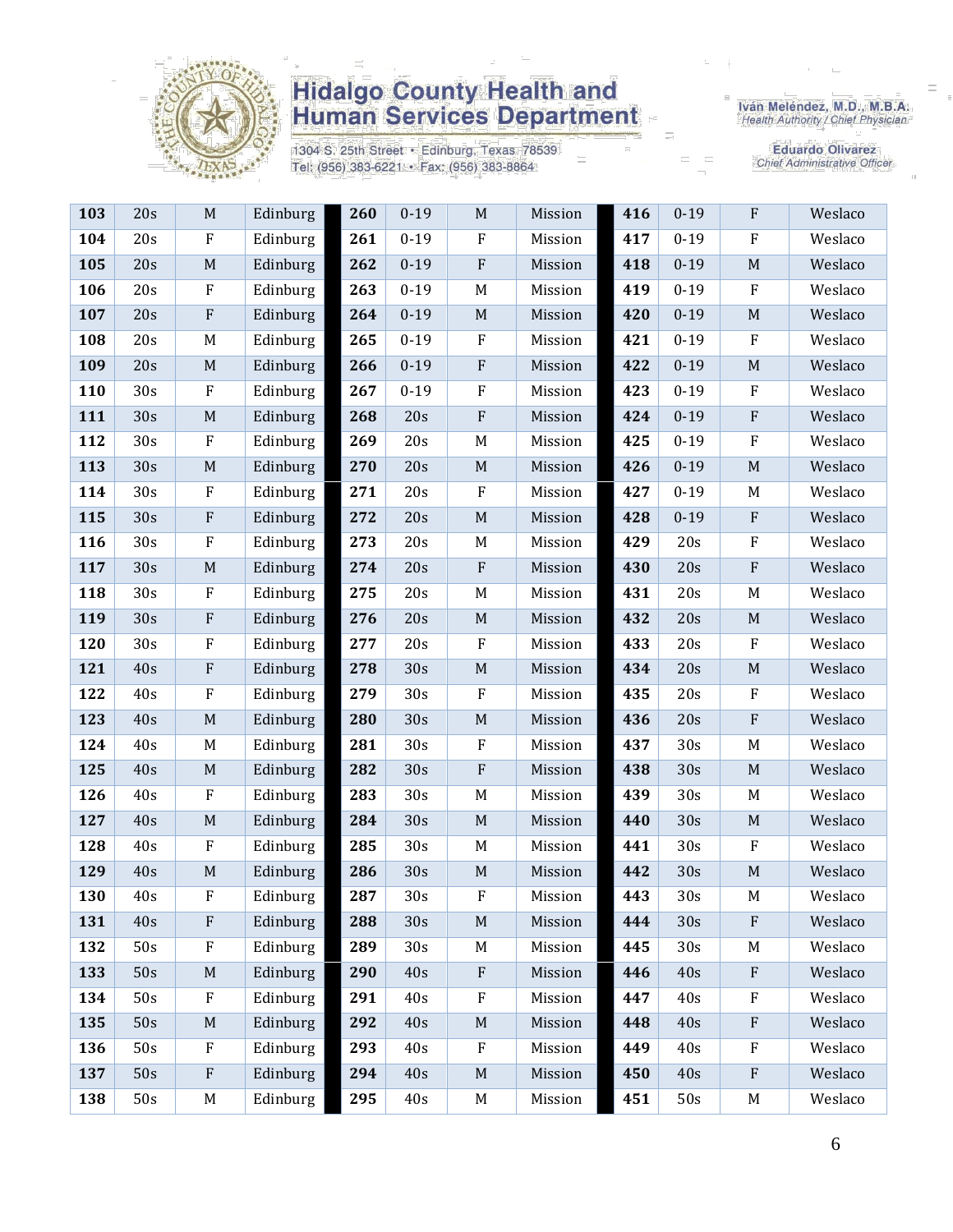| | | | | | | | | | | | | | |
|---|---|---|---|---|---|---|---|---|---|---|---|---|---|
| **103** | 20s | M | Edinburg | | **260** | 0-19 | M | Mission | | **416** | 0-19 | F | Weslaco |
| **104** | 20s | F | Edinburg | | **261** | 0-19 | F | Mission | | **417** | 0-19 | F | Weslaco |
| **105** | 20s | M | Edinburg | | **262** | 0-19 | F | Mission | | **418** | 0-19 | M | Weslaco |
| **106** | 20s | F | Edinburg | | **263** | 0-19 | M | Mission | | **419** | 0-19 | F | Weslaco |
| **107** | 20s | F | Edinburg | | **264** | 0-19 | M | Mission | | **420** | 0-19 | M | Weslaco |
| **108** | 20s | M | Edinburg | | **265** | 0-19 | F | Mission | | **421** | 0-19 | F | Weslaco |
| **109** | 20s | M | Edinburg | | **266** | 0-19 | F | Mission | | **422** | 0-19 | M | Weslaco |
| **110** | 30s | F | Edinburg | | **267** | 0-19 | F | Mission | | **423** | 0-19 | F | Weslaco |
| **111** | 30s | M | Edinburg | | **268** | 20s | F | Mission | | **424** | 0-19 | F | Weslaco |
| **112** | 30s | F | Edinburg | | **269** | 20s | M | Mission | | **425** | 0-19 | F | Weslaco |
| **113** | 30s | M | Edinburg | | **270** | 20s | M | Mission | | **426** | 0-19 | M | Weslaco |
| **114** | 30s | F | Edinburg | | **271** | 20s | F | Mission | | **427** | 0-19 | M | Weslaco |
| **115** | 30s | F | Edinburg | | **272** | 20s | M | Mission | | **428** | 0-19 | F | Weslaco |
| **116** | 30s | F | Edinburg | | **273** | 20s | M | Mission | | **429** | 20s | F | Weslaco |
| **117** | 30s | M | Edinburg | | **274** | 20s | F | Mission | | **430** | 20s | F | Weslaco |
| **118** | 30s | F | Edinburg | | **275** | 20s | M | Mission | | **431** | 20s | M | Weslaco |
| **119** | 30s | F | Edinburg | | **276** | 20s | M | Mission | | **432** | 20s | M | Weslaco |
| **120** | 30s | F | Edinburg | | **277** | 20s | F | Mission | | **433** | 20s | F | Weslaco |
| **121** | 40s | F | Edinburg | | **278** | 30s | M | Mission | | **434** | 20s | M | Weslaco |
| **122** | 40s | F | Edinburg | | **279** | 30s | F | Mission | | **435** | 20s | F | Weslaco |
| **123** | 40s | M | Edinburg | | **280** | 30s | M | Mission | | **436** | 20s | F | Weslaco |
| **124** | 40s | M | Edinburg | | **281** | 30s | F | Mission | | **437** | 30s | M | Weslaco |
| **125** | 40s | M | Edinburg | | **282** | 30s | F | Mission | | **438** | 30s | M | Weslaco |
| **126** | 40s | F | Edinburg | | **283** | 30s | M | Mission | | **439** | 30s | M | Weslaco |
| **127** | 40s | M | Edinburg | | **284** | 30s | M | Mission | | **440** | 30s | M | Weslaco |
| **128** | 40s | F | Edinburg | | **285** | 30s | M | Mission | | **441** | 30s | F | Weslaco |
| **129** | 40s | M | Edinburg | | **286** | 30s | M | Mission | | **442** | 30s | M | Weslaco |
| **130** | 40s | F | Edinburg | | **287** | 30s | F | Mission | | **443** | 30s | M | Weslaco |
| **131** | 40s | F | Edinburg | | **288** | 30s | M | Mission | | **444** | 30s | F | Weslaco |
| **132** | 50s | F | Edinburg | | **289** | 30s | M | Mission | | **445** | 30s | M | Weslaco |
| **133** | 50s | M | Edinburg | | **290** | 40s | F | Mission | | **446** | 40s | F | Weslaco |
| **134** | 50s | F | Edinburg | | **291** | 40s | F | Mission | | **447** | 40s | F | Weslaco |
| **135** | 50s | M | Edinburg | | **292** | 40s | M | Mission | | **448** | 40s | F | Weslaco |
| **136** | 50s | F | Edinburg | | **293** | 40s | F | Mission | | **449** | 40s | F | Weslaco |
| **137** | 50s | F | Edinburg | | **294** | 40s | M | Mission | | **450** | 40s | F | Weslaco |
| **138** | 50s | M | Edinburg | | **295** | 40s | M | Mission | | **451** | 50s | M | Weslaco |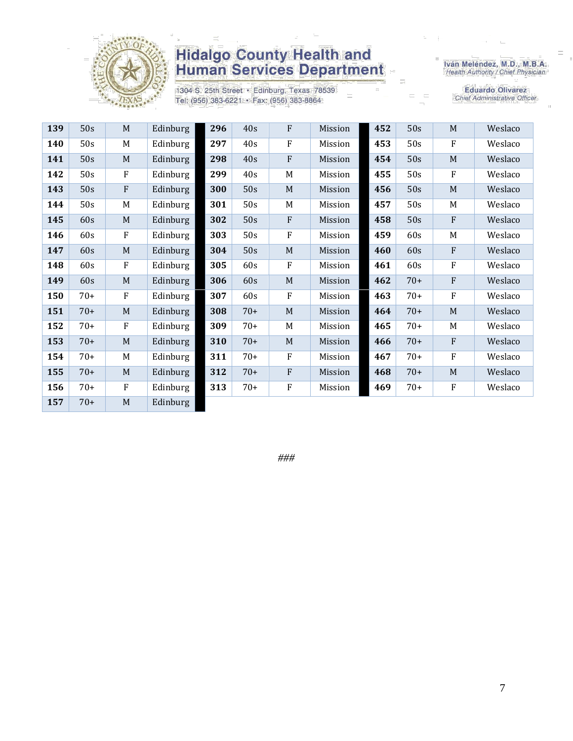Hidalgo County Health and Human Services Department

1304 S. 25th Street • Edinburg, Texas 78539
Tel: (956) 383-6221 • Fax: (956) 383-8864

Iván Meléndez, M.D., M.B.A.
*Health Authority / Chief Physician*

Eduardo Olivarez
*Chief Administrative Officer*

| | | | | | | | | | | | |
|---|---|---|---|---|---|---|---|---|---|---|---|
| **139** | 50s | M | Edinburg | **296** | 40s | F | Mission | **452** | 50s | M | Weslaco |
| **140** | 50s | M | Edinburg | **297** | 40s | F | Mission | **453** | 50s | F | Weslaco |
| **141** | 50s | M | Edinburg | **298** | 40s | F | Mission | **454** | 50s | M | Weslaco |
| **142** | 50s | F | Edinburg | **299** | 40s | M | Mission | **455** | 50s | F | Weslaco |
| **143** | 50s | F | Edinburg | **300** | 50s | M | Mission | **456** | 50s | M | Weslaco |
| **144** | 50s | M | Edinburg | **301** | 50s | M | Mission | **457** | 50s | M | Weslaco |
| **145** | 60s | M | Edinburg | **302** | 50s | F | Mission | **458** | 50s | F | Weslaco |
| **146** | 60s | F | Edinburg | **303** | 50s | F | Mission | **459** | 60s | M | Weslaco |
| **147** | 60s | M | Edinburg | **304** | 50s | M | Mission | **460** | 60s | F | Weslaco |
| **148** | 60s | F | Edinburg | **305** | 60s | F | Mission | **461** | 60s | F | Weslaco |
| **149** | 60s | M | Edinburg | **306** | 60s | M | Mission | **462** | 70+ | F | Weslaco |
| **150** | 70+ | F | Edinburg | **307** | 60s | F | Mission | **463** | 70+ | F | Weslaco |
| **151** | 70+ | M | Edinburg | **308** | 70+ | M | Mission | **464** | 70+ | M | Weslaco |
| **152** | 70+ | F | Edinburg | **309** | 70+ | M | Mission | **465** | 70+ | M | Weslaco |
| **153** | 70+ | M | Edinburg | **310** | 70+ | M | Mission | **466** | 70+ | F | Weslaco |
| **154** | 70+ | M | Edinburg | **311** | 70+ | F | Mission | **467** | 70+ | F | Weslaco |
| **155** | 70+ | M | Edinburg | **312** | 70+ | F | Mission | **468** | 70+ | M | Weslaco |
| **156** | 70+ | F | Edinburg | **313** | 70+ | F | Mission | **469** | 70+ | F | Weslaco |
| **157** | 70+ | M | Edinburg | | | | | | | | |

###